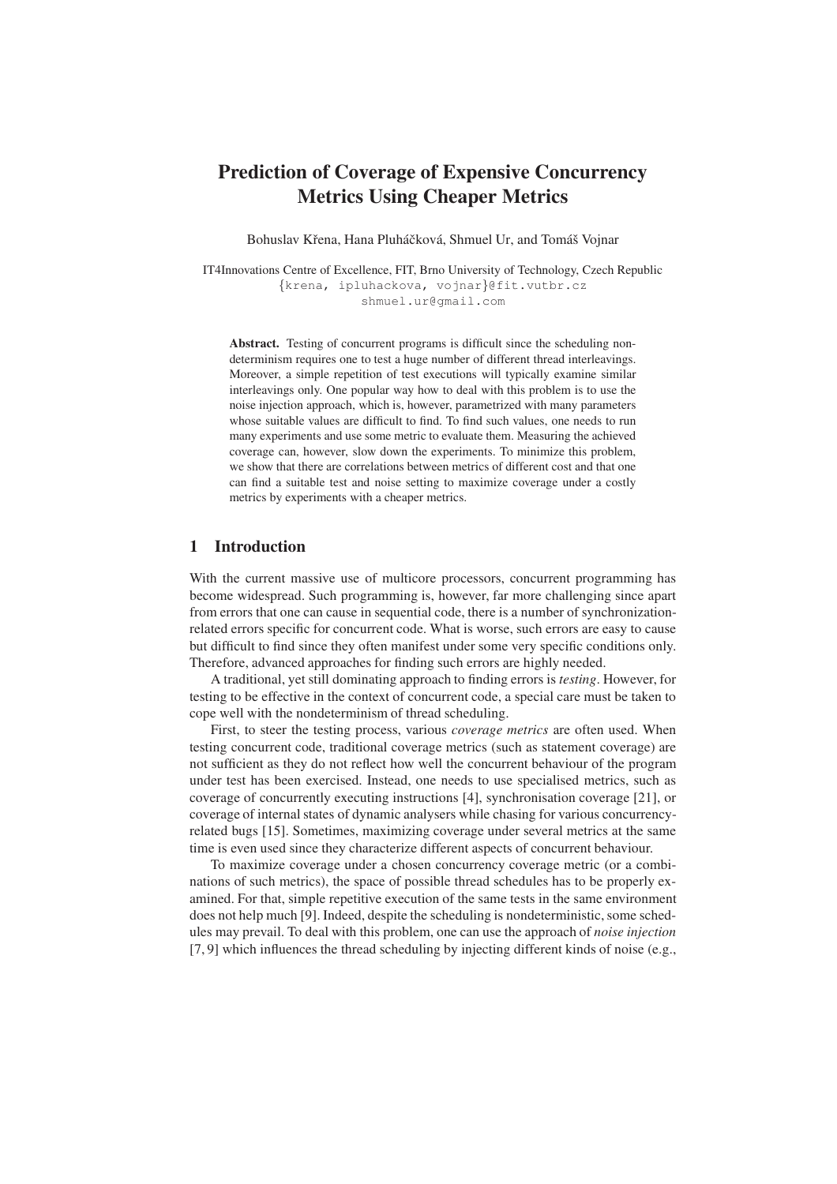# Prediction of Coverage of Expensive Concurrency Metrics Using Cheaper Metrics

Bohuslav Křena, Hana Pluháčková, Shmuel Ur, and Tomáš Vojnar

IT4Innovations Centre of Excellence, FIT, Brno University of Technology, Czech Republic
{krena, ipluhackova, vojnar}@fit.vutbr.cz
shmuel.ur@gmail.com

**Abstract.** Testing of concurrent programs is difficult since the scheduling nondeterminism requires one to test a huge number of different thread interleavings. Moreover, a simple repetition of test executions will typically examine similar interleavings only. One popular way how to deal with this problem is to use the noise injection approach, which is, however, parametrized with many parameters whose suitable values are difficult to find. To find such values, one needs to run many experiments and use some metric to evaluate them. Measuring the achieved coverage can, however, slow down the experiments. To minimize this problem, we show that there are correlations between metrics of different cost and that one can find a suitable test and noise setting to maximize coverage under a costly metrics by experiments with a cheaper metrics.

## 1 Introduction

With the current massive use of multicore processors, concurrent programming has become widespread. Such programming is, however, far more challenging since apart from errors that one can cause in sequential code, there is a number of synchronization-related errors specific for concurrent code. What is worse, such errors are easy to cause but difficult to find since they often manifest under some very specific conditions only. Therefore, advanced approaches for finding such errors are highly needed.

A traditional, yet still dominating approach to finding errors is *testing*. However, for testing to be effective in the context of concurrent code, a special care must be taken to cope well with the nondeterminism of thread scheduling.

First, to steer the testing process, various *coverage metrics* are often used. When testing concurrent code, traditional coverage metrics (such as statement coverage) are not sufficient as they do not reflect how well the concurrent behaviour of the program under test has been exercised. Instead, one needs to use specialised metrics, such as coverage of concurrently executing instructions [4], synchronisation coverage [21], or coverage of internal states of dynamic analysers while chasing for various concurrency-related bugs [15]. Sometimes, maximizing coverage under several metrics at the same time is even used since they characterize different aspects of concurrent behaviour.

To maximize coverage under a chosen concurrency coverage metric (or a combinations of such metrics), the space of possible thread schedules has to be properly examined. For that, simple repetitive execution of the same tests in the same environment does not help much [9]. Indeed, despite the scheduling is nondeterministic, some schedules may prevail. To deal with this problem, one can use the approach of *noise injection* [7, 9] which influences the thread scheduling by injecting different kinds of noise (e.g.,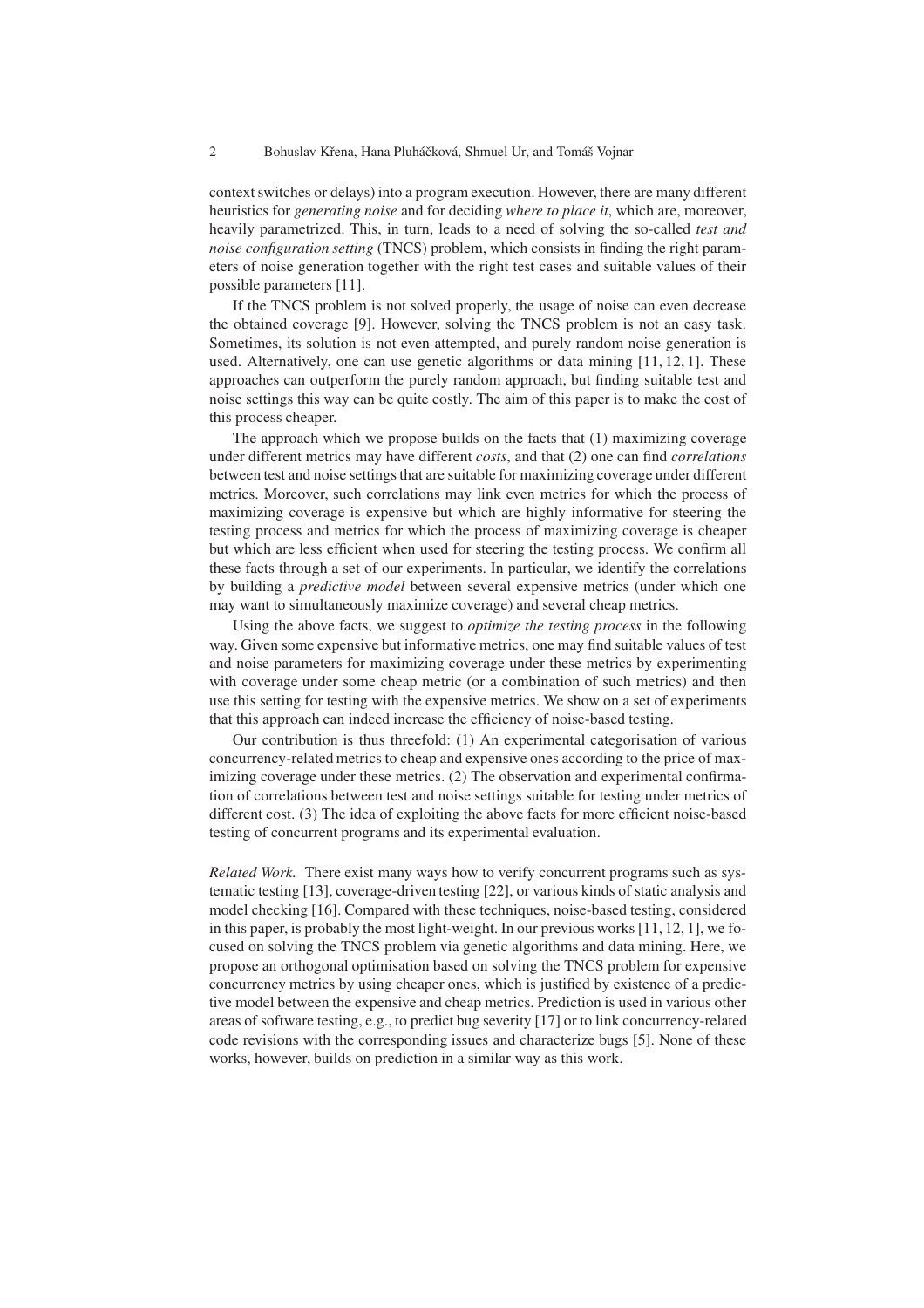context switches or delays) into a program execution. However, there are many different heuristics for *generating noise* and for deciding *where to place it*, which are, moreover, heavily parametrized. This, in turn, leads to a need of solving the so-called *test and noise configuration setting* (TNCS) problem, which consists in finding the right parameters of noise generation together with the right test cases and suitable values of their possible parameters [11].

If the TNCS problem is not solved properly, the usage of noise can even decrease the obtained coverage [9]. However, solving the TNCS problem is not an easy task. Sometimes, its solution is not even attempted, and purely random noise generation is used. Alternatively, one can use genetic algorithms or data mining [11, 12, 1]. These approaches can outperform the purely random approach, but finding suitable test and noise settings this way can be quite costly. The aim of this paper is to make the cost of this process cheaper.

The approach which we propose builds on the facts that (1) maximizing coverage under different metrics may have different *costs*, and that (2) one can find *correlations* between test and noise settings that are suitable for maximizing coverage under different metrics. Moreover, such correlations may link even metrics for which the process of maximizing coverage is expensive but which are highly informative for steering the testing process and metrics for which the process of maximizing coverage is cheaper but which are less efficient when used for steering the testing process. We confirm all these facts through a set of our experiments. In particular, we identify the correlations by building a *predictive model* between several expensive metrics (under which one may want to simultaneously maximize coverage) and several cheap metrics.

Using the above facts, we suggest to *optimize the testing process* in the following way. Given some expensive but informative metrics, one may find suitable values of test and noise parameters for maximizing coverage under these metrics by experimenting with coverage under some cheap metric (or a combination of such metrics) and then use this setting for testing with the expensive metrics. We show on a set of experiments that this approach can indeed increase the efficiency of noise-based testing.

Our contribution is thus threefold: (1) An experimental categorisation of various concurrency-related metrics to cheap and expensive ones according to the price of maximizing coverage under these metrics. (2) The observation and experimental confirmation of correlations between test and noise settings suitable for testing under metrics of different cost. (3) The idea of exploiting the above facts for more efficient noise-based testing of concurrent programs and its experimental evaluation.

*Related Work.* There exist many ways how to verify concurrent programs such as systematic testing [13], coverage-driven testing [22], or various kinds of static analysis and model checking [16]. Compared with these techniques, noise-based testing, considered in this paper, is probably the most light-weight. In our previous works [11, 12, 1], we focused on solving the TNCS problem via genetic algorithms and data mining. Here, we propose an orthogonal optimisation based on solving the TNCS problem for expensive concurrency metrics by using cheaper ones, which is justified by existence of a predictive model between the expensive and cheap metrics. Prediction is used in various other areas of software testing, e.g., to predict bug severity [17] or to link concurrency-related code revisions with the corresponding issues and characterize bugs [5]. None of these works, however, builds on prediction in a similar way as this work.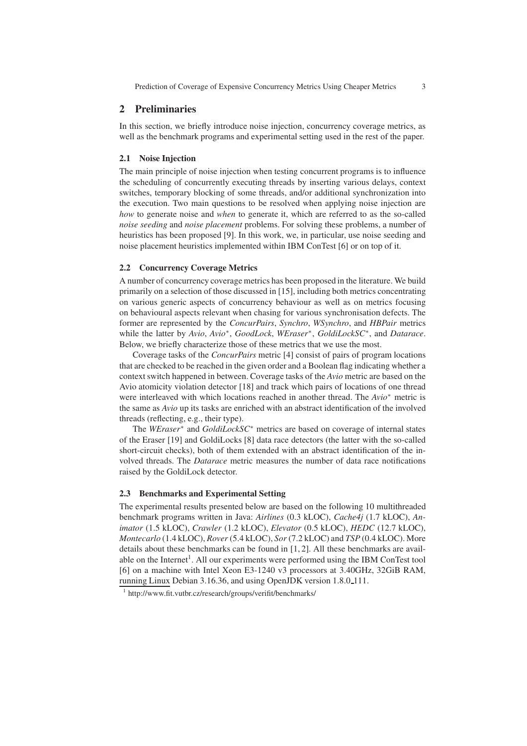## 2 Preliminaries

In this section, we briefly introduce noise injection, concurrency coverage metrics, as well as the benchmark programs and experimental setting used in the rest of the paper.

### 2.1 Noise Injection

The main principle of noise injection when testing concurrent programs is to influence the scheduling of concurrently executing threads by inserting various delays, context switches, temporary blocking of some threads, and/or additional synchronization into the execution. Two main questions to be resolved when applying noise injection are *how* to generate noise and *when* to generate it, which are referred to as the so-called *noise seeding* and *noise placement* problems. For solving these problems, a number of heuristics has been proposed [9]. In this work, we, in particular, use noise seeding and noise placement heuristics implemented within IBM ConTest [6] or on top of it.

### 2.2 Concurrency Coverage Metrics

A number of concurrency coverage metrics has been proposed in the literature. We build primarily on a selection of those discussed in [15], including both metrics concentrating on various generic aspects of concurrency behaviour as well as on metrics focusing on behavioural aspects relevant when chasing for various synchronisation defects. The former are represented by the *ConcurPairs*, *Synchro*, *WSynchro*, and *HBPair* metrics while the latter by *Avio*, *Avio*$^*$, *GoodLock*, *WEraser*$^*$, *GoldiLockSC*$^*$, and *Datarace*. Below, we briefly characterize those of these metrics that we use the most.

Coverage tasks of the *ConcurPairs* metric [4] consist of pairs of program locations that are checked to be reached in the given order and a Boolean flag indicating whether a context switch happened in between. Coverage tasks of the *Avio* metric are based on the Avio atomicity violation detector [18] and track which pairs of locations of one thread were interleaved with which locations reached in another thread. The *Avio*$^*$ metric is the same as *Avio* up its tasks are enriched with an abstract identification of the involved threads (reflecting, e.g., their type).

The *WEraser*$^*$ and *GoldiLockSC*$^*$ metrics are based on coverage of internal states of the Eraser [19] and GoldiLocks [8] data race detectors (the latter with the so-called short-circuit checks), both of them extended with an abstract identification of the involved threads. The *Datarace* metric measures the number of data race notifications raised by the GoldiLock detector.

### 2.3 Benchmarks and Experimental Setting

The experimental results presented below are based on the following 10 multithreaded benchmark programs written in Java: *Airlines* (0.3 kLOC), *Cache4j* (1.7 kLOC), *Animator* (1.5 kLOC), *Crawler* (1.2 kLOC), *Elevator* (0.5 kLOC), *HEDC* (12.7 kLOC), *Montecarlo* (1.4 kLOC), *Rover* (5.4 kLOC), *Sor* (7.2 kLOC) and *TSP* (0.4 kLOC). More details about these benchmarks can be found in [1, 2]. All these benchmarks are available on the Internet[1]. All our experiments were performed using the IBM ConTest tool [6] on a machine with Intel Xeon E3-1240 v3 processors at 3.40GHz, 32GiB RAM, running Linux Debian 3.16.36, and using OpenJDK version 1.8.0_111.

[1] http://www.fit.vutbr.cz/research/groups/verifit/benchmarks/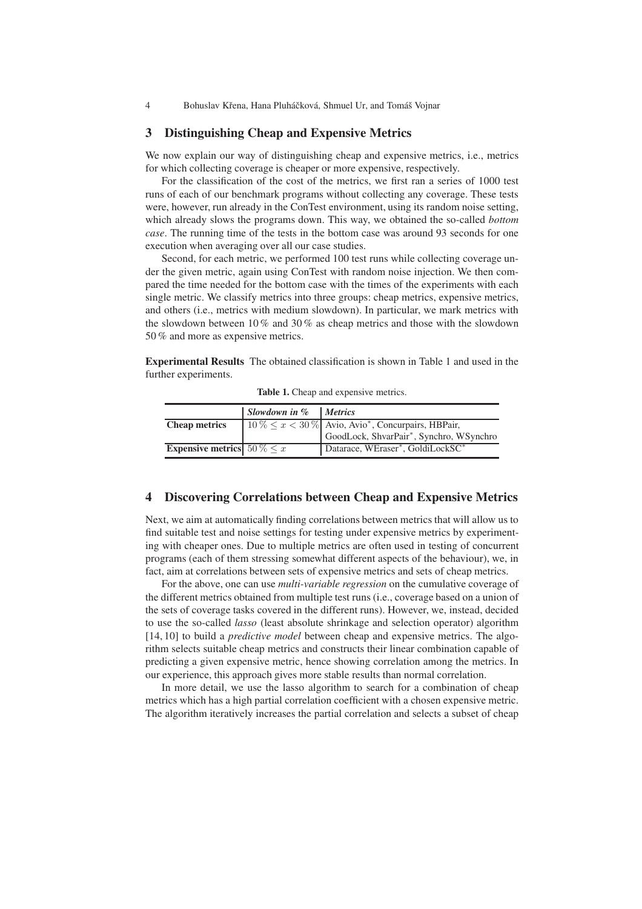## 3 Distinguishing Cheap and Expensive Metrics

We now explain our way of distinguishing cheap and expensive metrics, i.e., metrics for which collecting coverage is cheaper or more expensive, respectively.

For the classification of the cost of the metrics, we first ran a series of 1000 test runs of each of our benchmark programs without collecting any coverage. These tests were, however, run already in the ConTest environment, using its random noise setting, which already slows the programs down. This way, we obtained the so-called *bottom case*. The running time of the tests in the bottom case was around 93 seconds for one execution when averaging over all our case studies.

Second, for each metric, we performed 100 test runs while collecting coverage under the given metric, again using ConTest with random noise injection. We then compared the time needed for the bottom case with the times of the experiments with each single metric. We classify metrics into three groups: cheap metrics, expensive metrics, and others (i.e., metrics with medium slowdown). In particular, we mark metrics with the slowdown between 10 % and 30 % as cheap metrics and those with the slowdown 50 % and more as expensive metrics.

**Experimental Results** The obtained classification is shown in Table 1 and used in the further experiments.

**Table 1.** Cheap and expensive metrics.

| | *Slowdown in %* | *Metrics* |
|---|---|---|
| **Cheap metrics** | $10\,\% \leq x < 30\,\%$ | Avio, Avio*, Concurpairs, HBPair, GoodLock, ShvarPair*, Synchro, WSynchro |
| **Expensive metrics** | $50\,\% \leq x$ | Datarace, WEraser*, GoldiLockSC* |

## 4 Discovering Correlations between Cheap and Expensive Metrics

Next, we aim at automatically finding correlations between metrics that will allow us to find suitable test and noise settings for testing under expensive metrics by experimenting with cheaper ones. Due to multiple metrics are often used in testing of concurrent programs (each of them stressing somewhat different aspects of the behaviour), we, in fact, aim at correlations between sets of expensive metrics and sets of cheap metrics.

For the above, one can use *multi-variable regression* on the cumulative coverage of the different metrics obtained from multiple test runs (i.e., coverage based on a union of the sets of coverage tasks covered in the different runs). However, we, instead, decided to use the so-called *lasso* (least absolute shrinkage and selection operator) algorithm [14, 10] to build a *predictive model* between cheap and expensive metrics. The algorithm selects suitable cheap metrics and constructs their linear combination capable of predicting a given expensive metric, hence showing correlation among the metrics. In our experience, this approach gives more stable results than normal correlation.

In more detail, we use the lasso algorithm to search for a combination of cheap metrics which has a high partial correlation coefficient with a chosen expensive metric. The algorithm iteratively increases the partial correlation and selects a subset of cheap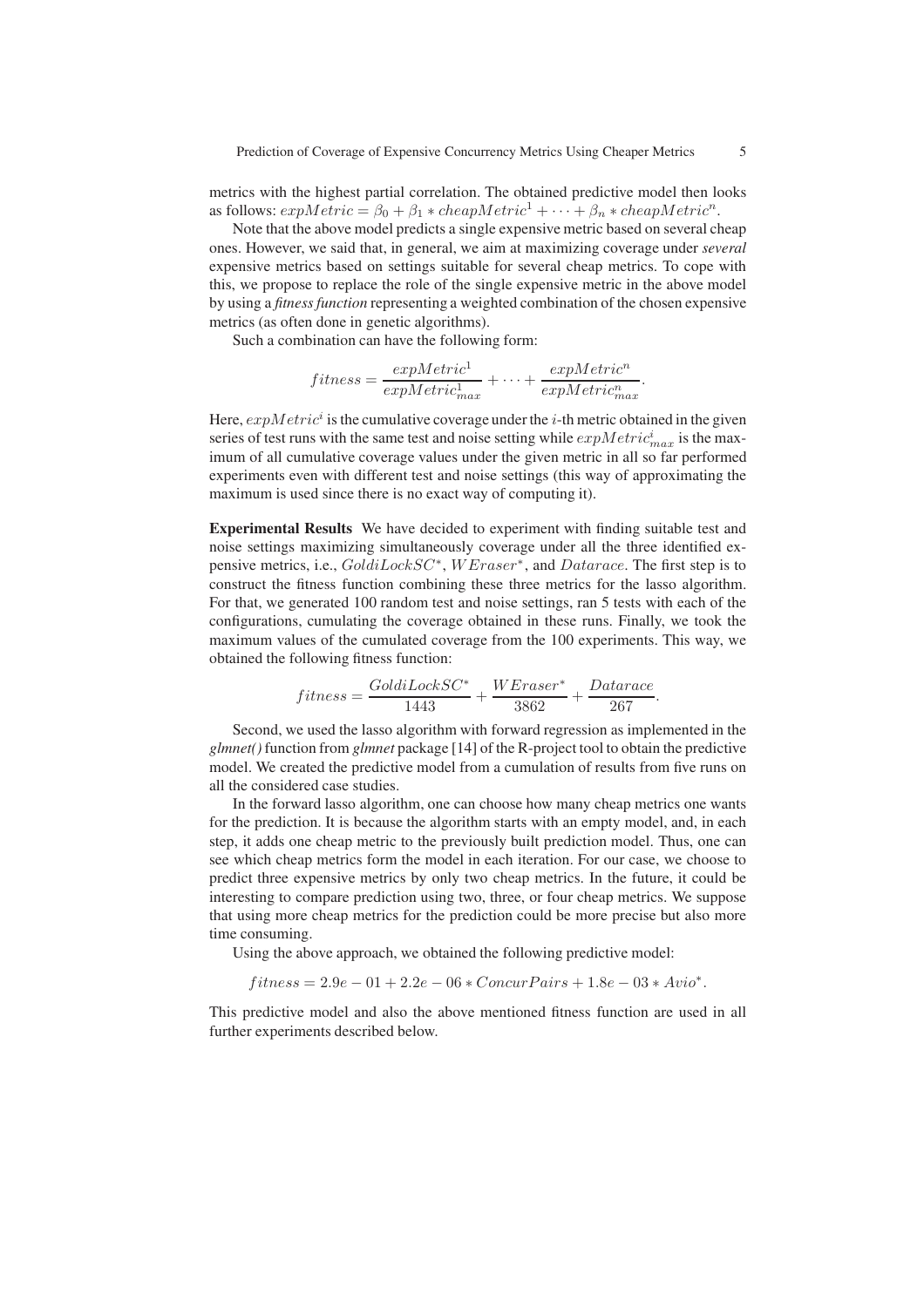metrics with the highest partial correlation. The obtained predictive model then looks as follows: $expMetric = \beta_0 + \beta_1 * cheapMetric^1 + \cdots + \beta_n * cheapMetric^n$.

Note that the above model predicts a single expensive metric based on several cheap ones. However, we said that, in general, we aim at maximizing coverage under *several* expensive metrics based on settings suitable for several cheap metrics. To cope with this, we propose to replace the role of the single expensive metric in the above model by using a *fitness function* representing a weighted combination of the chosen expensive metrics (as often done in genetic algorithms).

Such a combination can have the following form:

$$fitness = \frac{expMetric^1}{expMetric^1_{max}} + \cdots + \frac{expMetric^n}{expMetric^n_{max}}.$$

Here, $expMetric^i$ is the cumulative coverage under the $i$-th metric obtained in the given series of test runs with the same test and noise setting while $expMetric^i_{max}$ is the maximum of all cumulative coverage values under the given metric in all so far performed experiments even with different test and noise settings (this way of approximating the maximum is used since there is no exact way of computing it).

**Experimental Results** We have decided to experiment with finding suitable test and noise settings maximizing simultaneously coverage under all the three identified expensive metrics, i.e., $GoldiLockSC^*$, $WEraser^*$, and $Datarace$. The first step is to construct the fitness function combining these three metrics for the lasso algorithm. For that, we generated 100 random test and noise settings, ran 5 tests with each of the configurations, cumulating the coverage obtained in these runs. Finally, we took the maximum values of the cumulated coverage from the 100 experiments. This way, we obtained the following fitness function:

$$fitness = \frac{GoldiLockSC^*}{1443} + \frac{WEraser^*}{3862} + \frac{Datarace}{267}.$$

Second, we used the lasso algorithm with forward regression as implemented in the *glmnet()* function from *glmnet* package [14] of the R-project tool to obtain the predictive model. We created the predictive model from a cumulation of results from five runs on all the considered case studies.

In the forward lasso algorithm, one can choose how many cheap metrics one wants for the prediction. It is because the algorithm starts with an empty model, and, in each step, it adds one cheap metric to the previously built prediction model. Thus, one can see which cheap metrics form the model in each iteration. For our case, we choose to predict three expensive metrics by only two cheap metrics. In the future, it could be interesting to compare prediction using two, three, or four cheap metrics. We suppose that using more cheap metrics for the prediction could be more precise but also more time consuming.

Using the above approach, we obtained the following predictive model:

$$fitness = 2.9e-01 + 2.2e-06 * ConcurPairs + 1.8e-03 * Avio^*.$$

This predictive model and also the above mentioned fitness function are used in all further experiments described below.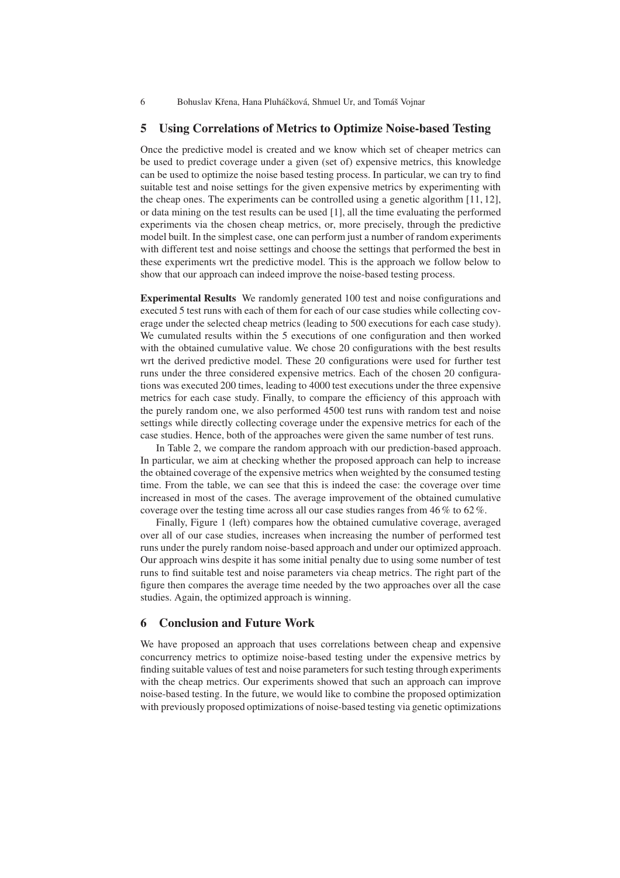## 5 Using Correlations of Metrics to Optimize Noise-based Testing

Once the predictive model is created and we know which set of cheaper metrics can be used to predict coverage under a given (set of) expensive metrics, this knowledge can be used to optimize the noise based testing process. In particular, we can try to find suitable test and noise settings for the given expensive metrics by experimenting with the cheap ones. The experiments can be controlled using a genetic algorithm [11, 12], or data mining on the test results can be used [1], all the time evaluating the performed experiments via the chosen cheap metrics, or, more precisely, through the predictive model built. In the simplest case, one can perform just a number of random experiments with different test and noise settings and choose the settings that performed the best in these experiments wrt the predictive model. This is the approach we follow below to show that our approach can indeed improve the noise-based testing process.

**Experimental Results** We randomly generated 100 test and noise configurations and executed 5 test runs with each of them for each of our case studies while collecting coverage under the selected cheap metrics (leading to 500 executions for each case study). We cumulated results within the 5 executions of one configuration and then worked with the obtained cumulative value. We chose 20 configurations with the best results wrt the derived predictive model. These 20 configurations were used for further test runs under the three considered expensive metrics. Each of the chosen 20 configurations was executed 200 times, leading to 4000 test executions under the three expensive metrics for each case study. Finally, to compare the efficiency of this approach with the purely random one, we also performed 4500 test runs with random test and noise settings while directly collecting coverage under the expensive metrics for each of the case studies. Hence, both of the approaches were given the same number of test runs.

In Table 2, we compare the random approach with our prediction-based approach. In particular, we aim at checking whether the proposed approach can help to increase the obtained coverage of the expensive metrics when weighted by the consumed testing time. From the table, we can see that this is indeed the case: the coverage over time increased in most of the cases. The average improvement of the obtained cumulative coverage over the testing time across all our case studies ranges from 46 % to 62 %.

Finally, Figure 1 (left) compares how the obtained cumulative coverage, averaged over all of our case studies, increases when increasing the number of performed test runs under the purely random noise-based approach and under our optimized approach. Our approach wins despite it has some initial penalty due to using some number of test runs to find suitable test and noise parameters via cheap metrics. The right part of the figure then compares the average time needed by the two approaches over all the case studies. Again, the optimized approach is winning.

## 6 Conclusion and Future Work

We have proposed an approach that uses correlations between cheap and expensive concurrency metrics to optimize noise-based testing under the expensive metrics by finding suitable values of test and noise parameters for such testing through experiments with the cheap metrics. Our experiments showed that such an approach can improve noise-based testing. In the future, we would like to combine the proposed optimization with previously proposed optimizations of noise-based testing via genetic optimizations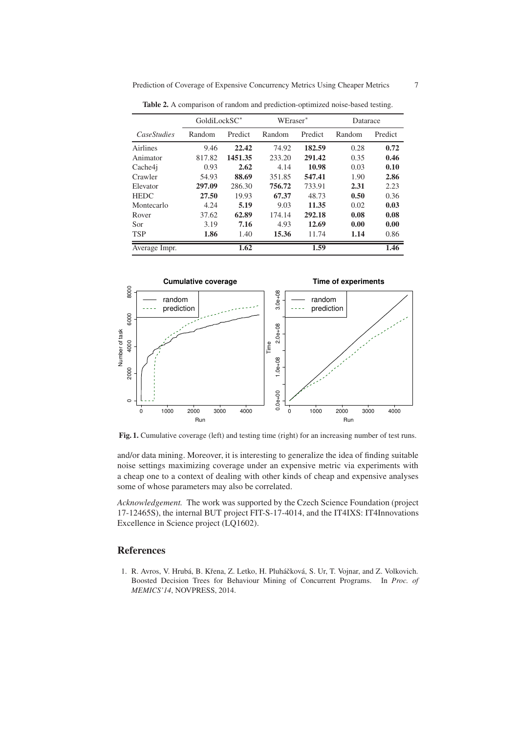**Table 2.** A comparison of random and prediction-optimized noise-based testing.

| | GoldiLockSC* | | WEraser* | | Datarace | |
|---|---|---|---|---|---|---|
| *CaseStudies* | Random | Predict | Random | Predict | Random | Predict |
| Airlines | 9.46 | **22.42** | 74.92 | **182.59** | 0.28 | **0.72** |
| Animator | 817.82 | **1451.35** | 233.20 | **291.42** | 0.35 | **0.46** |
| Cache4j | 0.93 | **2.62** | 4.14 | **10.98** | 0.03 | **0.10** |
| Crawler | 54.93 | **88.69** | 351.85 | **547.41** | 1.90 | **2.86** |
| Elevator | **297.09** | 286.30 | **756.72** | 733.91 | **2.31** | 2.23 |
| HEDC | **27.50** | 19.93 | **67.37** | 48.73 | **0.50** | 0.36 |
| Montecarlo | 4.24 | **5.19** | 9.03 | **11.35** | 0.02 | **0.03** |
| Rover | 37.62 | **62.89** | 174.14 | **292.18** | **0.08** | **0.08** |
| Sor | 3.19 | **7.16** | 4.93 | **12.69** | **0.00** | **0.00** |
| TSP | **1.86** | 1.40 | **15.36** | 11.74 | **1.14** | 0.86 |
| Average Impr. | | **1.62** | | **1.59** | | **1.46** |

**Fig. 1.** Cumulative coverage (left) and testing time (right) for an increasing number of test runs.

and/or data mining. Moreover, it is interesting to generalize the idea of finding suitable noise settings maximizing coverage under an expensive metric via experiments with a cheap one to a context of dealing with other kinds of cheap and expensive analyses some of whose parameters may also be correlated.

*Acknowledgement.* The work was supported by the Czech Science Foundation (project 17-12465S), the internal BUT project FIT-S-17-4014, and the IT4IXS: IT4Innovations Excellence in Science project (LQ1602).

## References

1. R. Avros, V. Hrubá, B. Křena, Z. Letko, H. Pluháčková, S. Ur, T. Vojnar, and Z. Volkovich. Boosted Decision Trees for Behaviour Mining of Concurrent Programs. In *Proc. of MEMICS'14*, NOVPRESS, 2014.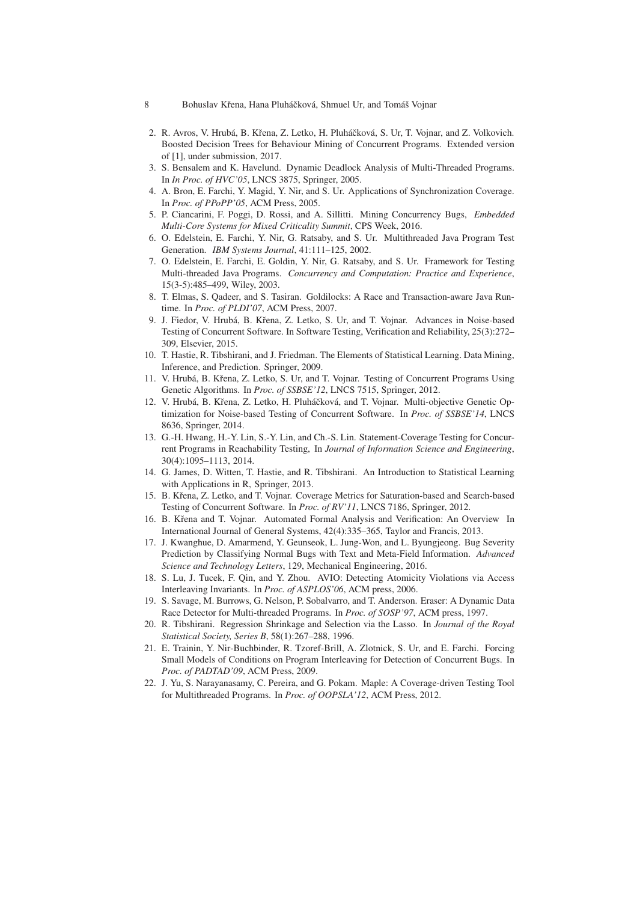2. R. Avros, V. Hrubá, B. Křena, Z. Letko, H. Pluháčková, S. Ur, T. Vojnar, and Z. Volkovich. Boosted Decision Trees for Behaviour Mining of Concurrent Programs. Extended version of [1], under submission, 2017.
3. S. Bensalem and K. Havelund. Dynamic Deadlock Analysis of Multi-Threaded Programs. In *In Proc. of HVC'05*, LNCS 3875, Springer, 2005.
4. A. Bron, E. Farchi, Y. Magid, Y. Nir, and S. Ur. Applications of Synchronization Coverage. In *Proc. of PPoPP'05*, ACM Press, 2005.
5. P. Ciancarini, F. Poggi, D. Rossi, and A. Sillitti. Mining Concurrency Bugs, *Embedded Multi-Core Systems for Mixed Criticality Summit*, CPS Week, 2016.
6. O. Edelstein, E. Farchi, Y. Nir, G. Ratsaby, and S. Ur. Multithreaded Java Program Test Generation. *IBM Systems Journal*, 41:111–125, 2002.
7. O. Edelstein, E. Farchi, E. Goldin, Y. Nir, G. Ratsaby, and S. Ur. Framework for Testing Multi-threaded Java Programs. *Concurrency and Computation: Practice and Experience*, 15(3-5):485–499, Wiley, 2003.
8. T. Elmas, S. Qadeer, and S. Tasiran. Goldilocks: A Race and Transaction-aware Java Runtime. In *Proc. of PLDI'07*, ACM Press, 2007.
9. J. Fiedor, V. Hrubá, B. Křena, Z. Letko, S. Ur, and T. Vojnar. Advances in Noise-based Testing of Concurrent Software. In Software Testing, Verification and Reliability, 25(3):272–309, Elsevier, 2015.
10. T. Hastie, R. Tibshirani, and J. Friedman. The Elements of Statistical Learning. Data Mining, Inference, and Prediction. Springer, 2009.
11. V. Hrubá, B. Křena, Z. Letko, S. Ur, and T. Vojnar. Testing of Concurrent Programs Using Genetic Algorithms. In *Proc. of SSBSE'12*, LNCS 7515, Springer, 2012.
12. V. Hrubá, B. Křena, Z. Letko, H. Pluháčková, and T. Vojnar. Multi-objective Genetic Optimization for Noise-based Testing of Concurrent Software. In *Proc. of SSBSE'14*, LNCS 8636, Springer, 2014.
13. G.-H. Hwang, H.-Y. Lin, S.-Y. Lin, and Ch.-S. Lin. Statement-Coverage Testing for Concurrent Programs in Reachability Testing, In *Journal of Information Science and Engineering*, 30(4):1095–1113, 2014.
14. G. James, D. Witten, T. Hastie, and R. Tibshirani. An Introduction to Statistical Learning with Applications in R, Springer, 2013.
15. B. Křena, Z. Letko, and T. Vojnar. Coverage Metrics for Saturation-based and Search-based Testing of Concurrent Software. In *Proc. of RV'11*, LNCS 7186, Springer, 2012.
16. B. Křena and T. Vojnar. Automated Formal Analysis and Verification: An Overview In International Journal of General Systems, 42(4):335–365, Taylor and Francis, 2013.
17. J. Kwanghue, D. Amarmend, Y. Geunseok, L. Jung-Won, and L. Byungjeong. Bug Severity Prediction by Classifying Normal Bugs with Text and Meta-Field Information. *Advanced Science and Technology Letters*, 129, Mechanical Engineering, 2016.
18. S. Lu, J. Tucek, F. Qin, and Y. Zhou. AVIO: Detecting Atomicity Violations via Access Interleaving Invariants. In *Proc. of ASPLOS'06*, ACM press, 2006.
19. S. Savage, M. Burrows, G. Nelson, P. Sobalvarro, and T. Anderson. Eraser: A Dynamic Data Race Detector for Multi-threaded Programs. In *Proc. of SOSP'97*, ACM press, 1997.
20. R. Tibshirani. Regression Shrinkage and Selection via the Lasso. In *Journal of the Royal Statistical Society, Series B*, 58(1):267–288, 1996.
21. E. Trainin, Y. Nir-Buchbinder, R. Tzoref-Brill, A. Zlotnick, S. Ur, and E. Farchi. Forcing Small Models of Conditions on Program Interleaving for Detection of Concurrent Bugs. In *Proc. of PADTAD'09*, ACM Press, 2009.
22. J. Yu, S. Narayanasamy, C. Pereira, and G. Pokam. Maple: A Coverage-driven Testing Tool for Multithreaded Programs. In *Proc. of OOPSLA'12*, ACM Press, 2012.